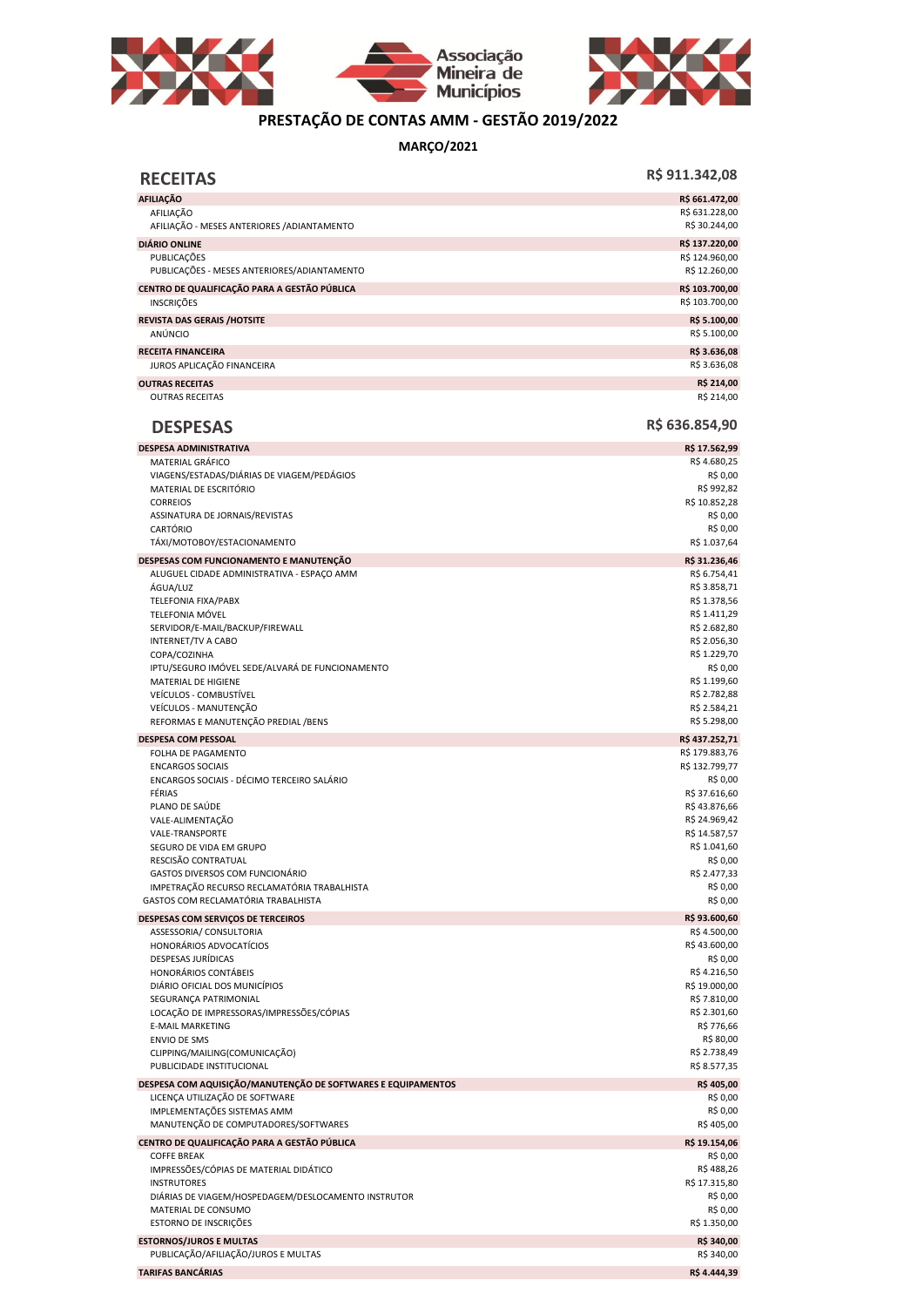# PRESTAÇÃO DE CONTAS AMM - GESTÃO 2019/2022

**MARÇO/2021**

## RECEITAS — R$ 911.342,08

| | |
|---|---|
| **AFILIAÇÃO** | **R$ 661.472,00** |
| AFILIAÇÃO | R$ 631.228,00 |
| AFILIAÇÃO - MESES ANTERIORES /ADIANTAMENTO | R$ 30.244,00 |
| **DIÁRIO ONLINE** | **R$ 137.220,00** |
| PUBLICAÇÕES | R$ 124.960,00 |
| PUBLICAÇÕES - MESES ANTERIORES/ADIANTAMENTO | R$ 12.260,00 |
| **CENTRO DE QUALIFICAÇÃO PARA A GESTÃO PÚBLICA** | **R$ 103.700,00** |
| INSCRIÇÕES | R$ 103.700,00 |
| **REVISTA DAS GERAIS /HOTSITE** | **R$ 5.100,00** |
| ANÚNCIO | R$ 5.100,00 |
| **RECEITA FINANCEIRA** | **R$ 3.636,08** |
| JUROS APLICAÇÃO FINANCEIRA | R$ 3.636,08 |
| **OUTRAS RECEITAS** | **R$ 214,00** |
| OUTRAS RECEITAS | R$ 214,00 |

## DESPESAS — R$ 636.854,90

| | |
|---|---|
| **DESPESA ADMINISTRATIVA** | **R$ 17.562,99** |
| MATERIAL GRÁFICO | R$ 4.680,25 |
| VIAGENS/ESTADAS/DIÁRIAS DE VIAGEM/PEDÁGIOS | R$ 0,00 |
| MATERIAL DE ESCRITÓRIO | R$ 992,82 |
| CORREIOS | R$ 10.852,28 |
| ASSINATURA DE JORNAIS/REVISTAS | R$ 0,00 |
| CARTÓRIO | R$ 0,00 |
| TÁXI/MOTOBOY/ESTACIONAMENTO | R$ 1.037,64 |
| **DESPESAS COM FUNCIONAMENTO E MANUTENÇÃO** | **R$ 31.236,46** |
| ALUGUEL CIDADE ADMINISTRATIVA - ESPAÇO AMM | R$ 6.754,41 |
| ÁGUA/LUZ | R$ 3.858,71 |
| TELEFONIA FIXA/PABX | R$ 1.378,56 |
| TELEFONIA MÓVEL | R$ 1.411,29 |
| SERVIDOR/E-MAIL/BACKUP/FIREWALL | R$ 2.682,80 |
| INTERNET/TV A CABO | R$ 2.056,30 |
| COPA/COZINHA | R$ 1.229,70 |
| IPTU/SEGURO IMÓVEL SEDE/ALVARÁ DE FUNCIONAMENTO | R$ 0,00 |
| MATERIAL DE HIGIENE | R$ 1.199,60 |
| VEÍCULOS - COMBUSTÍVEL | R$ 2.782,88 |
| VEÍCULOS - MANUTENÇÃO | R$ 2.584,21 |
| REFORMAS E MANUTENÇÃO PREDIAL /BENS | R$ 5.298,00 |
| **DESPESA COM PESSOAL** | **R$ 437.252,71** |
| FOLHA DE PAGAMENTO | R$ 179.883,76 |
| ENCARGOS SOCIAIS | R$ 132.799,77 |
| ENCARGOS SOCIAIS - DÉCIMO TERCEIRO SALÁRIO | R$ 0,00 |
| FÉRIAS | R$ 37.616,60 |
| PLANO DE SAÚDE | R$ 43.876,66 |
| VALE-ALIMENTAÇÃO | R$ 24.969,42 |
| VALE-TRANSPORTE | R$ 14.587,57 |
| SEGURO DE VIDA EM GRUPO | R$ 1.041,60 |
| RESCISÃO CONTRATUAL | R$ 0,00 |
| GASTOS DIVERSOS COM FUNCIONÁRIO | R$ 2.477,33 |
| IMPETRAÇÃO RECURSO RECLAMATÓRIA TRABALHISTA | R$ 0,00 |
| GASTOS COM RECLAMATÓRIA TRABALHISTA | R$ 0,00 |
| **DESPESAS COM SERVIÇOS DE TERCEIROS** | **R$ 93.600,60** |
| ASSESSORIA/ CONSULTORIA | R$ 4.500,00 |
| HONORÁRIOS ADVOCATÍCIOS | R$ 43.600,00 |
| DESPESAS JURÍDICAS | R$ 0,00 |
| HONORÁRIOS CONTÁBEIS | R$ 4.216,50 |
| DIÁRIO OFICIAL DOS MUNICÍPIOS | R$ 19.000,00 |
| SEGURANÇA PATRIMONIAL | R$ 7.810,00 |
| LOCAÇÃO DE IMPRESSORAS/IMPRESSÕES/CÓPIAS | R$ 2.301,60 |
| E-MAIL MARKETING | R$ 776,66 |
| ENVIO DE SMS | R$ 80,00 |
| CLIPPING/MAILING(COMUNICAÇÃO) | R$ 2.738,49 |
| PUBLICIDADE INSTITUCIONAL | R$ 8.577,35 |
| **DESPESA COM AQUISIÇÃO/MANUTENÇÃO DE SOFTWARES E EQUIPAMENTOS** | **R$ 405,00** |
| LICENÇA UTILIZAÇÃO DE SOFTWARE | R$ 0,00 |
| IMPLEMENTAÇÕES SISTEMAS AMM | R$ 0,00 |
| MANUTENÇÃO DE COMPUTADORES/SOFTWARES | R$ 405,00 |
| **CENTRO DE QUALIFICAÇÃO PARA A GESTÃO PÚBLICA** | **R$ 19.154,06** |
| COFFE BREAK | R$ 0,00 |
| IMPRESSÕES/CÓPIAS DE MATERIAL DIDÁTICO | R$ 488,26 |
| INSTRUTORES | R$ 17.315,80 |
| DIÁRIAS DE VIAGEM/HOSPEDAGEM/DESLOCAMENTO INSTRUTOR | R$ 0,00 |
| MATERIAL DE CONSUMO | R$ 0,00 |
| ESTORNO DE INSCRIÇÕES | R$ 1.350,00 |
| **ESTORNOS/JUROS E MULTAS** | **R$ 340,00** |
| PUBLICAÇÃO/AFILIAÇÃO/JUROS E MULTAS | R$ 340,00 |
| **TARIFAS BANCÁRIAS** | **R$ 4.444,39** |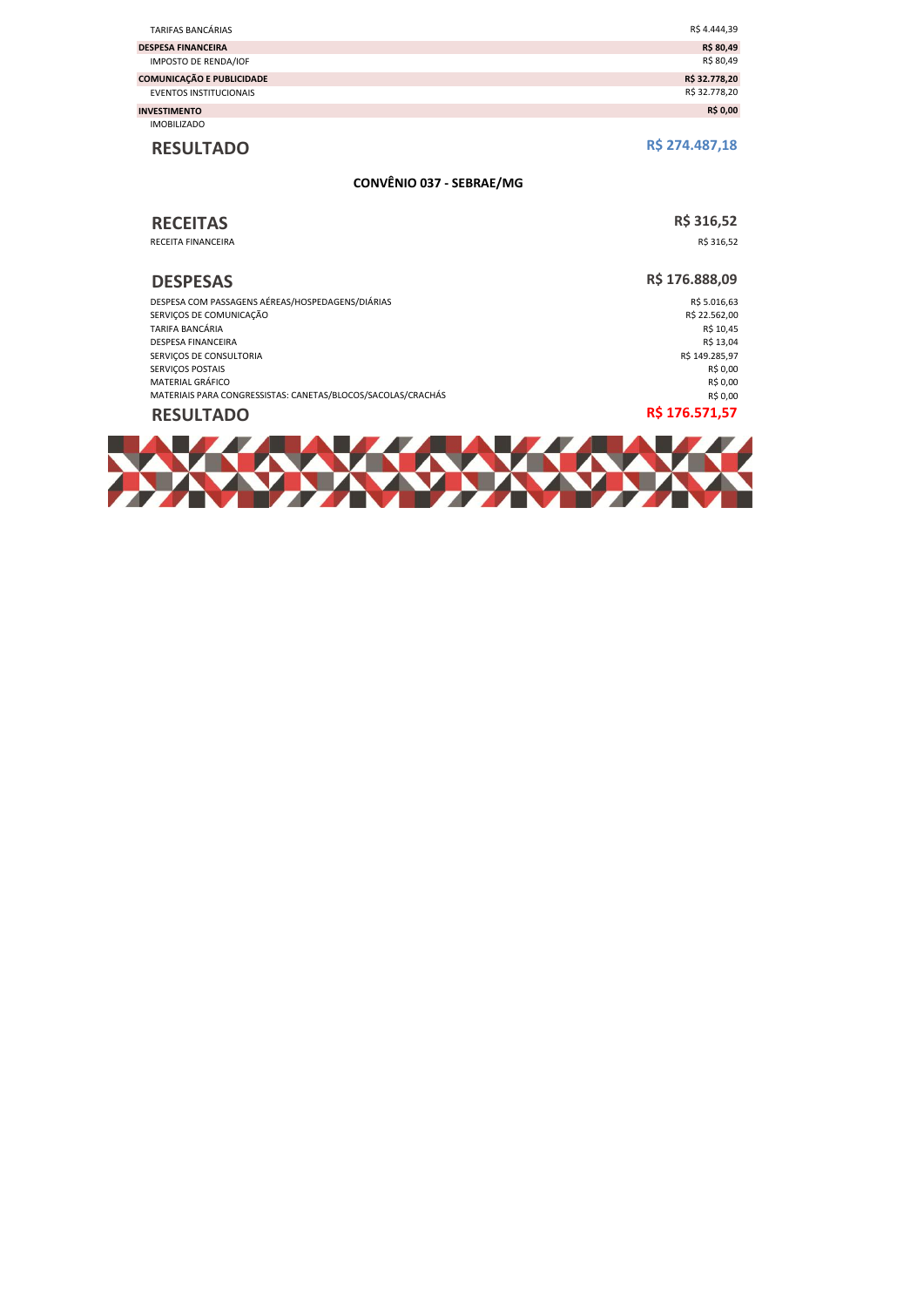| | |
|---|---|
| TARIFAS BANCÁRIAS | R$ 4.444,39 |
| **DESPESA FINANCEIRA** | **R$ 80,49** |
| IMPOSTO DE RENDA/IOF | R$ 80,49 |
| **COMUNICAÇÃO E PUBLICIDADE** | **R$ 32.778,20** |
| EVENTOS INSTITUCIONAIS | R$ 32.778,20 |
| **INVESTIMENTO** | **R$ 0,00** |
| IMOBILIZADO | |

## RESULTADO — R$ 274.487,18

### CONVÊNIO 037 - SEBRAE/MG

## RECEITAS — R$ 316,52

| | |
|---|---|
| RECEITA FINANCEIRA | R$ 316,52 |

## DESPESAS — R$ 176.888,09

| | |
|---|---|
| DESPESA COM PASSAGENS AÉREAS/HOSPEDAGENS/DIÁRIAS | R$ 5.016,63 |
| SERVIÇOS DE COMUNICAÇÃO | R$ 22.562,00 |
| TARIFA BANCÁRIA | R$ 10,45 |
| DESPESA FINANCEIRA | R$ 13,04 |
| SERVIÇOS DE CONSULTORIA | R$ 149.285,97 |
| SERVIÇOS POSTAIS | R$ 0,00 |
| MATERIAL GRÁFICO | R$ 0,00 |
| MATERIAIS PARA CONGRESSISTAS: CANETAS/BLOCOS/SACOLAS/CRACHÁS | R$ 0,00 |

## RESULTADO — R$ 176.571,57